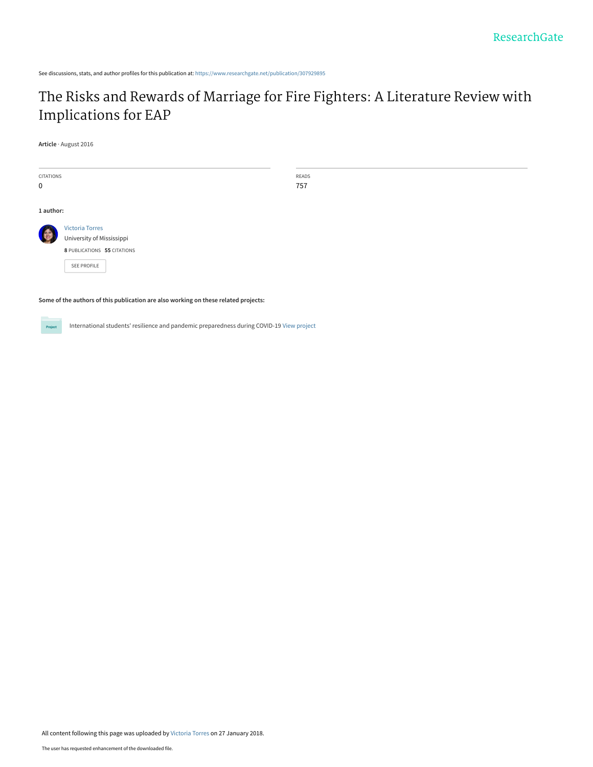ResearchGate

See discussions, stats, and author profiles for this publication at: https://www.researchgate.net/publication/307929895

# The Risks and Rewards of Marriage for Fire Fighters: A Literature Review with Implications for EAP

**Article** · August 2016

| CITATIONS | READS |
| --- | --- |
| 0 | 757 |

**1 author:**

Victoria Torres
University of Mississippi
**8** PUBLICATIONS **55** CITATIONS

SEE PROFILE

**Some of the authors of this publication are also working on these related projects:**

Project: International students' resilience and pandemic preparedness during COVID-19 View project

All content following this page was uploaded by Victoria Torres on 27 January 2018.

The user has requested enhancement of the downloaded file.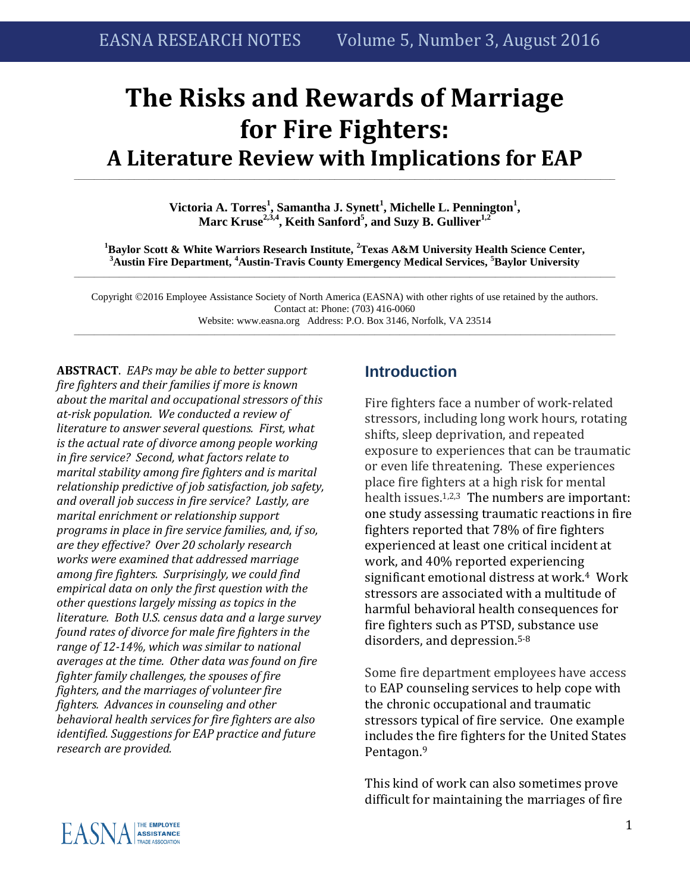# The Risks and Rewards of Marriage for Fire Fighters:

## A Literature Review with Implications for EAP

**Victoria A. Torres[1], Samantha J. Synett[1], Michelle L. Pennington[1], Marc Kruse[2,3,4], Keith Sanford[5], and Suzy B. Gulliver[1,2]**

**[1]Baylor Scott & White Warriors Research Institute, [2]Texas A&M University Health Science Center, [3]Austin Fire Department, [4]Austin-Travis County Emergency Medical Services, [5]Baylor University**

Copyright ©2016 Employee Assistance Society of North America (EASNA) with other rights of use retained by the authors.
Contact at: Phone: (703) 416-0060
Website: www.easna.org Address: P.O. Box 3146, Norfolk, VA 23514

**ABSTRACT**. *EAPs may be able to better support fire fighters and their families if more is known about the marital and occupational stressors of this at-risk population. We conducted a review of literature to answer several questions. First, what is the actual rate of divorce among people working in fire service? Second, what factors relate to marital stability among fire fighters and is marital relationship predictive of job satisfaction, job safety, and overall job success in fire service? Lastly, are marital enrichment or relationship support programs in place in fire service families, and, if so, are they effective? Over 20 scholarly research works were examined that addressed marriage among fire fighters. Surprisingly, we could find empirical data on only the first question with the other questions largely missing as topics in the literature. Both U.S. census data and a large survey found rates of divorce for male fire fighters in the range of 12-14%, which was similar to national averages at the time. Other data was found on fire fighter family challenges, the spouses of fire fighters, and the marriages of volunteer fire fighters. Advances in counseling and other behavioral health services for fire fighters are also identified. Suggestions for EAP practice and future research are provided.*

## Introduction

Fire fighters face a number of work-related stressors, including long work hours, rotating shifts, sleep deprivation, and repeated exposure to experiences that can be traumatic or even life threatening. These experiences place fire fighters at a high risk for mental health issues.[1,2,3] The numbers are important: one study assessing traumatic reactions in fire fighters reported that 78% of fire fighters experienced at least one critical incident at work, and 40% reported experiencing significant emotional distress at work.[4] Work stressors are associated with a multitude of harmful behavioral health consequences for fire fighters such as PTSD, substance use disorders, and depression.[5-8]

Some fire department employees have access to EAP counseling services to help cope with the chronic occupational and traumatic stressors typical of fire service. One example includes the fire fighters for the United States Pentagon.[9]

This kind of work can also sometimes prove difficult for maintaining the marriages of fire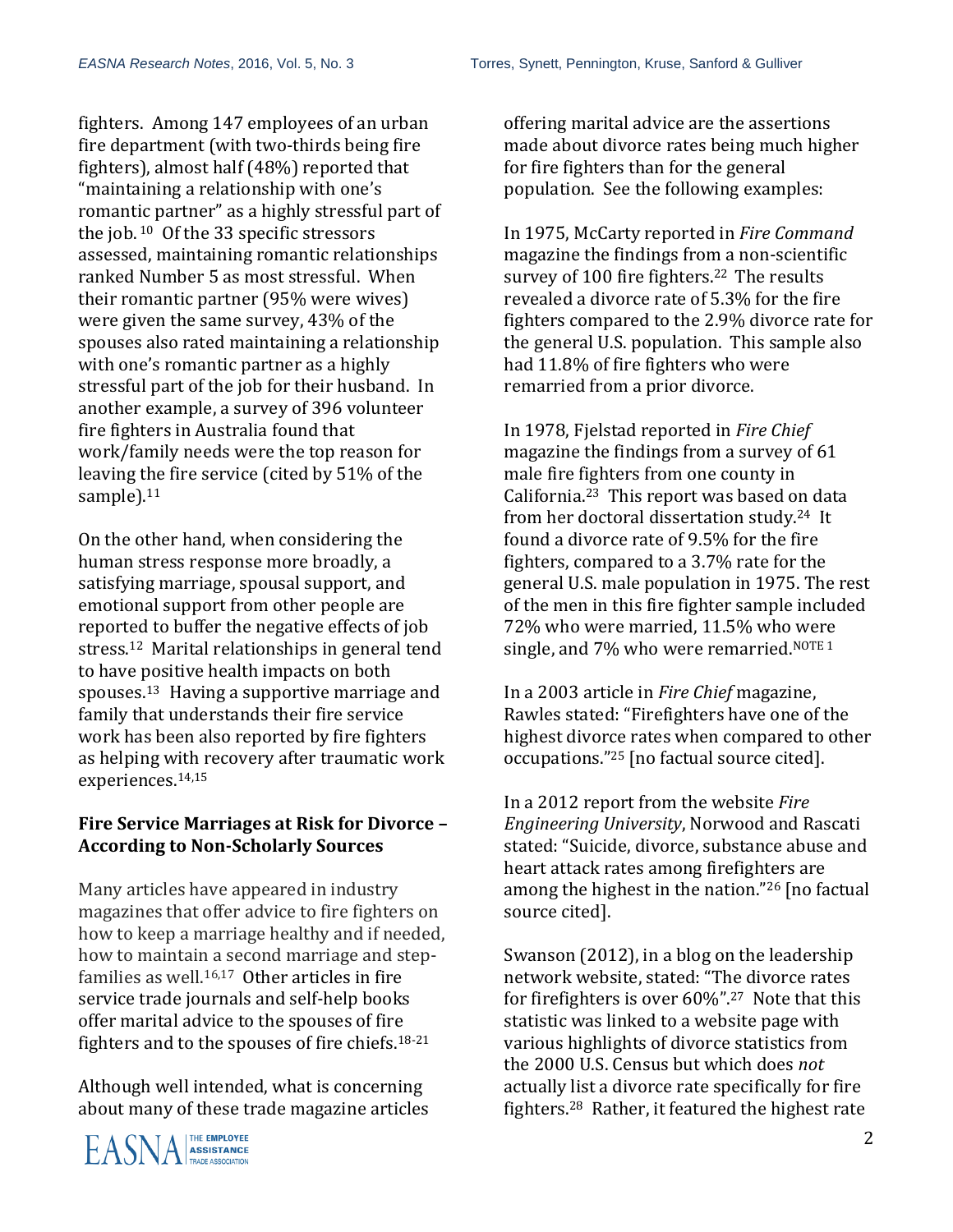fighters. Among 147 employees of an urban fire department (with two-thirds being fire fighters), almost half (48%) reported that "maintaining a relationship with one's romantic partner" as a highly stressful part of the job. [10] Of the 33 specific stressors assessed, maintaining romantic relationships ranked Number 5 as most stressful. When their romantic partner (95% were wives) were given the same survey, 43% of the spouses also rated maintaining a relationship with one's romantic partner as a highly stressful part of the job for their husband. In another example, a survey of 396 volunteer fire fighters in Australia found that work/family needs were the top reason for leaving the fire service (cited by 51% of the sample).[11]

On the other hand, when considering the human stress response more broadly, a satisfying marriage, spousal support, and emotional support from other people are reported to buffer the negative effects of job stress.[12] Marital relationships in general tend to have positive health impacts on both spouses.[13] Having a supportive marriage and family that understands their fire service work has been also reported by fire fighters as helping with recovery after traumatic work experiences.[14,15]

## Fire Service Marriages at Risk for Divorce – According to Non-Scholarly Sources

Many articles have appeared in industry magazines that offer advice to fire fighters on how to keep a marriage healthy and if needed, how to maintain a second marriage and step-families as well.[16,17] Other articles in fire service trade journals and self-help books offer marital advice to the spouses of fire fighters and to the spouses of fire chiefs.[18-21]

Although well intended, what is concerning about many of these trade magazine articles offering marital advice are the assertions made about divorce rates being much higher for fire fighters than for the general population. See the following examples:

In 1975, McCarty reported in *Fire Command* magazine the findings from a non-scientific survey of 100 fire fighters.[22] The results revealed a divorce rate of 5.3% for the fire fighters compared to the 2.9% divorce rate for the general U.S. population. This sample also had 11.8% of fire fighters who were remarried from a prior divorce.

In 1978, Fjelstad reported in *Fire Chief* magazine the findings from a survey of 61 male fire fighters from one county in California.[23] This report was based on data from her doctoral dissertation study.[24] It found a divorce rate of 9.5% for the fire fighters, compared to a 3.7% rate for the general U.S. male population in 1975. The rest of the men in this fire fighter sample included 72% who were married, 11.5% who were single, and 7% who were remarried.[NOTE 1]

In a 2003 article in *Fire Chief* magazine, Rawles stated: "Firefighters have one of the highest divorce rates when compared to other occupations."[25] [no factual source cited].

In a 2012 report from the website *Fire Engineering University*, Norwood and Rascati stated: "Suicide, divorce, substance abuse and heart attack rates among firefighters are among the highest in the nation."[26] [no factual source cited].

Swanson (2012), in a blog on the leadership network website, stated: "The divorce rates for firefighters is over 60%".[27] Note that this statistic was linked to a website page with various highlights of divorce statistics from the 2000 U.S. Census but which does *not* actually list a divorce rate specifically for fire fighters.[28] Rather, it featured the highest rate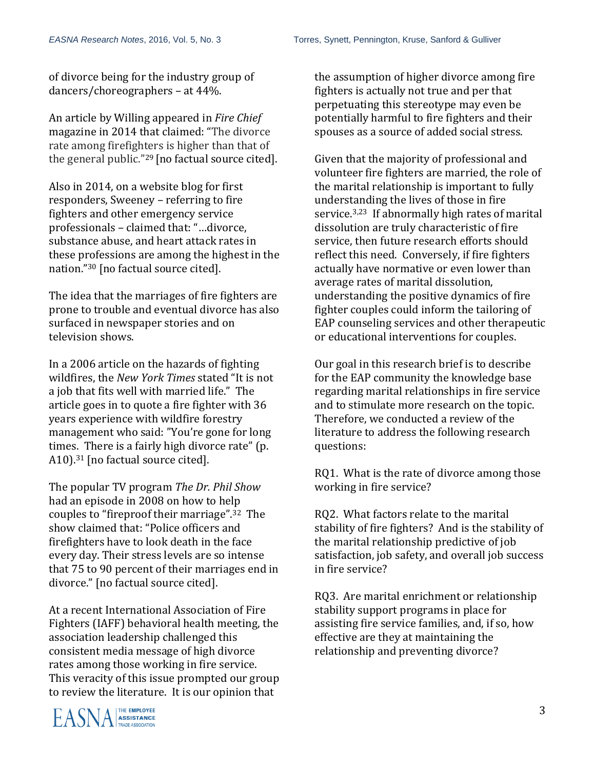of divorce being for the industry group of dancers/choreographers – at 44%.

An article by Willing appeared in *Fire Chief* magazine in 2014 that claimed: "The divorce rate among firefighters is higher than that of the general public."[29] [no factual source cited].

Also in 2014, on a website blog for first responders, Sweeney – referring to fire fighters and other emergency service professionals – claimed that: "…divorce, substance abuse, and heart attack rates in these professions are among the highest in the nation."[30] [no factual source cited].

The idea that the marriages of fire fighters are prone to trouble and eventual divorce has also surfaced in newspaper stories and on television shows.

In a 2006 article on the hazards of fighting wildfires, the *New York Times* stated "It is not a job that fits well with married life." The article goes in to quote a fire fighter with 36 years experience with wildfire forestry management who said: "You're gone for long times. There is a fairly high divorce rate" (p. A10).[31] [no factual source cited].

The popular TV program *The Dr. Phil Show* had an episode in 2008 on how to help couples to "fireproof their marriage".[32] The show claimed that: "Police officers and firefighters have to look death in the face every day. Their stress levels are so intense that 75 to 90 percent of their marriages end in divorce." [no factual source cited].

At a recent International Association of Fire Fighters (IAFF) behavioral health meeting, the association leadership challenged this consistent media message of high divorce rates among those working in fire service. This veracity of this issue prompted our group to review the literature. It is our opinion that the assumption of higher divorce among fire fighters is actually not true and per that perpetuating this stereotype may even be potentially harmful to fire fighters and their spouses as a source of added social stress.

Given that the majority of professional and volunteer fire fighters are married, the role of the marital relationship is important to fully understanding the lives of those in fire service.[3,23] If abnormally high rates of marital dissolution are truly characteristic of fire service, then future research efforts should reflect this need. Conversely, if fire fighters actually have normative or even lower than average rates of marital dissolution, understanding the positive dynamics of fire fighter couples could inform the tailoring of EAP counseling services and other therapeutic or educational interventions for couples.

Our goal in this research brief is to describe for the EAP community the knowledge base regarding marital relationships in fire service and to stimulate more research on the topic. Therefore, we conducted a review of the literature to address the following research questions:

RQ1. What is the rate of divorce among those working in fire service?

RQ2. What factors relate to the marital stability of fire fighters? And is the stability of the marital relationship predictive of job satisfaction, job safety, and overall job success in fire service?

RQ3. Are marital enrichment or relationship stability support programs in place for assisting fire service families, and, if so, how effective are they at maintaining the relationship and preventing divorce?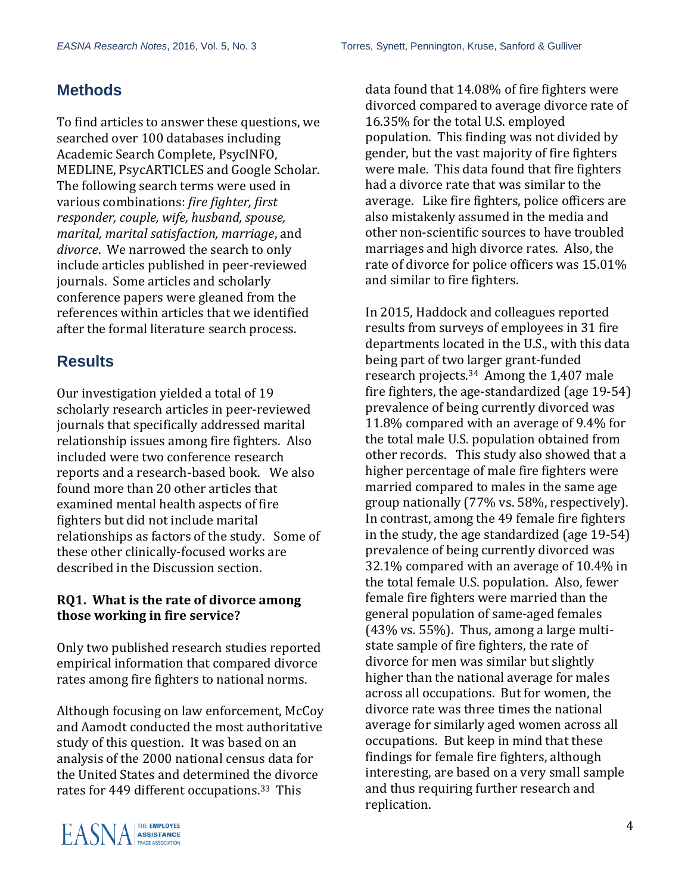## Methods

To find articles to answer these questions, we searched over 100 databases including Academic Search Complete, PsycINFO, MEDLINE, PsycARTICLES and Google Scholar. The following search terms were used in various combinations: *fire fighter, first responder, couple, wife, husband, spouse, marital, marital satisfaction, marriage*, and *divorce*. We narrowed the search to only include articles published in peer-reviewed journals. Some articles and scholarly conference papers were gleaned from the references within articles that we identified after the formal literature search process.

## Results

Our investigation yielded a total of 19 scholarly research articles in peer-reviewed journals that specifically addressed marital relationship issues among fire fighters. Also included were two conference research reports and a research-based book. We also found more than 20 other articles that examined mental health aspects of fire fighters but did not include marital relationships as factors of the study. Some of these other clinically-focused works are described in the Discussion section.

### RQ1. What is the rate of divorce among those working in fire service?

Only two published research studies reported empirical information that compared divorce rates among fire fighters to national norms.

Although focusing on law enforcement, McCoy and Aamodt conducted the most authoritative study of this question. It was based on an analysis of the 2000 national census data for the United States and determined the divorce rates for 449 different occupations.[33] This data found that 14.08% of fire fighters were divorced compared to average divorce rate of 16.35% for the total U.S. employed population. This finding was not divided by gender, but the vast majority of fire fighters were male. This data found that fire fighters had a divorce rate that was similar to the average. Like fire fighters, police officers are also mistakenly assumed in the media and other non-scientific sources to have troubled marriages and high divorce rates. Also, the rate of divorce for police officers was 15.01% and similar to fire fighters.

In 2015, Haddock and colleagues reported results from surveys of employees in 31 fire departments located in the U.S., with this data being part of two larger grant-funded research projects.[34] Among the 1,407 male fire fighters, the age-standardized (age 19-54) prevalence of being currently divorced was 11.8% compared with an average of 9.4% for the total male U.S. population obtained from other records. This study also showed that a higher percentage of male fire fighters were married compared to males in the same age group nationally (77% vs. 58%, respectively). In contrast, among the 49 female fire fighters in the study, the age standardized (age 19-54) prevalence of being currently divorced was 32.1% compared with an average of 10.4% in the total female U.S. population. Also, fewer female fire fighters were married than the general population of same-aged females (43% vs. 55%). Thus, among a large multi-state sample of fire fighters, the rate of divorce for men was similar but slightly higher than the national average for males across all occupations. But for women, the divorce rate was three times the national average for similarly aged women across all occupations. But keep in mind that these findings for female fire fighters, although interesting, are based on a very small sample and thus requiring further research and replication.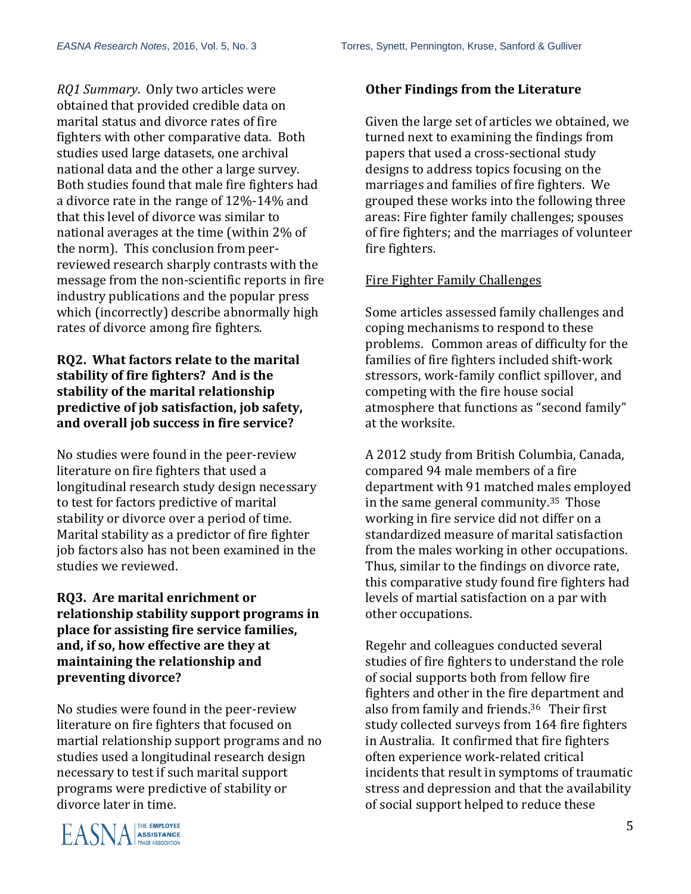*RQ1 Summary*. Only two articles were obtained that provided credible data on marital status and divorce rates of fire fighters with other comparative data. Both studies used large datasets, one archival national data and the other a large survey. Both studies found that male fire fighters had a divorce rate in the range of 12%-14% and that this level of divorce was similar to national averages at the time (within 2% of the norm). This conclusion from peer-reviewed research sharply contrasts with the message from the non-scientific reports in fire industry publications and the popular press which (incorrectly) describe abnormally high rates of divorce among fire fighters.

**RQ2. What factors relate to the marital stability of fire fighters? And is the stability of the marital relationship predictive of job satisfaction, job safety, and overall job success in fire service?**

No studies were found in the peer-review literature on fire fighters that used a longitudinal research study design necessary to test for factors predictive of marital stability or divorce over a period of time. Marital stability as a predictor of fire fighter job factors also has not been examined in the studies we reviewed.

**RQ3. Are marital enrichment or relationship stability support programs in place for assisting fire service families, and, if so, how effective are they at maintaining the relationship and preventing divorce?**

No studies were found in the peer-review literature on fire fighters that focused on martial relationship support programs and no studies used a longitudinal research design necessary to test if such marital support programs were predictive of stability or divorce later in time.

**Other Findings from the Literature**

Given the large set of articles we obtained, we turned next to examining the findings from papers that used a cross-sectional study designs to address topics focusing on the marriages and families of fire fighters. We grouped these works into the following three areas: Fire fighter family challenges; spouses of fire fighters; and the marriages of volunteer fire fighters.

<u>Fire Fighter Family Challenges</u>

Some articles assessed family challenges and coping mechanisms to respond to these problems. Common areas of difficulty for the families of fire fighters included shift-work stressors, work-family conflict spillover, and competing with the fire house social atmosphere that functions as "second family" at the worksite.

A 2012 study from British Columbia, Canada, compared 94 male members of a fire department with 91 matched males employed in the same general community.[35] Those working in fire service did not differ on a standardized measure of marital satisfaction from the males working in other occupations. Thus, similar to the findings on divorce rate, this comparative study found fire fighters had levels of martial satisfaction on a par with other occupations.

Regehr and colleagues conducted several studies of fire fighters to understand the role of social supports both from fellow fire fighters and other in the fire department and also from family and friends.[36] Their first study collected surveys from 164 fire fighters in Australia. It confirmed that fire fighters often experience work-related critical incidents that result in symptoms of traumatic stress and depression and that the availability of social support helped to reduce these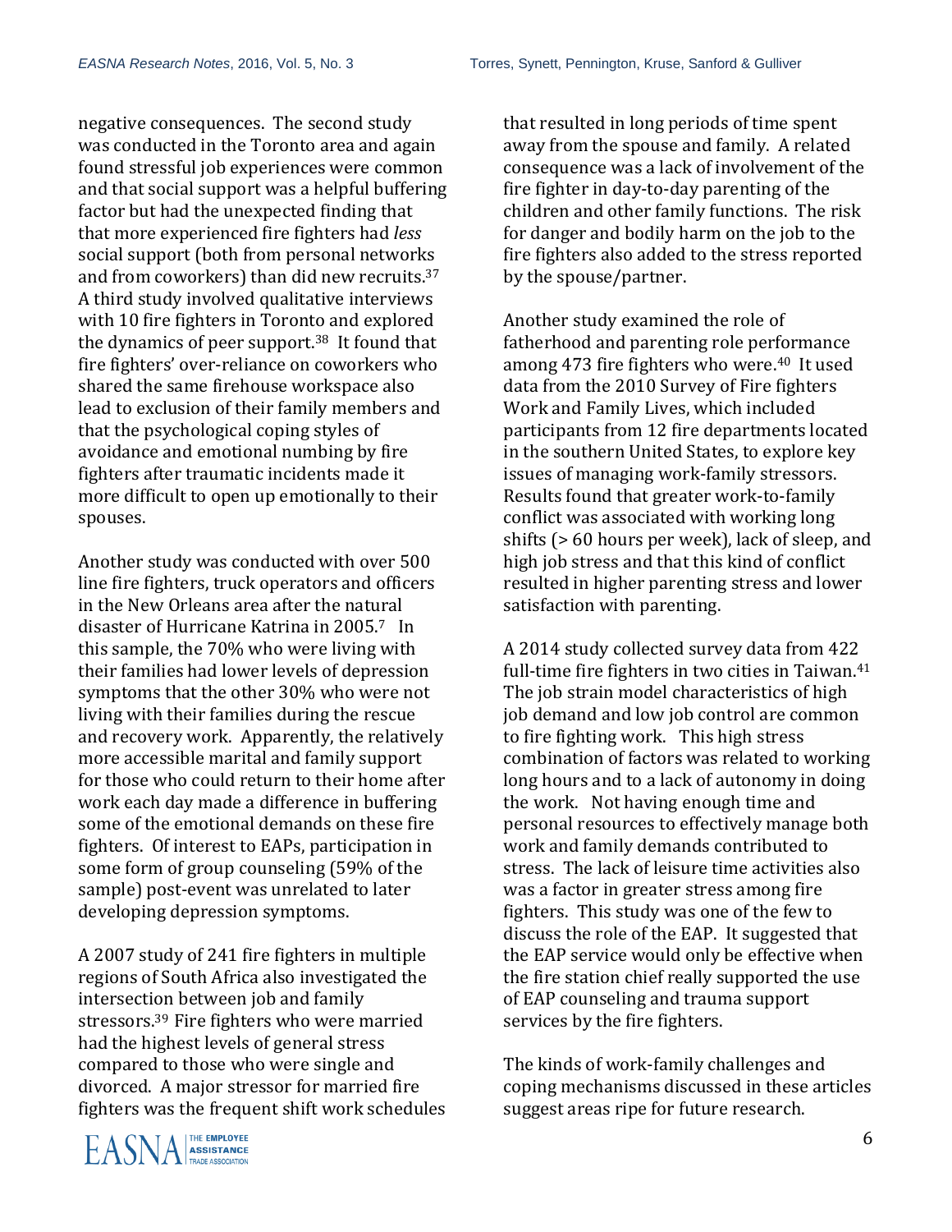negative consequences. The second study was conducted in the Toronto area and again found stressful job experiences were common and that social support was a helpful buffering factor but had the unexpected finding that that more experienced fire fighters had *less* social support (both from personal networks and from coworkers) than did new recruits.[37] A third study involved qualitative interviews with 10 fire fighters in Toronto and explored the dynamics of peer support.[38] It found that fire fighters' over-reliance on coworkers who shared the same firehouse workspace also lead to exclusion of their family members and that the psychological coping styles of avoidance and emotional numbing by fire fighters after traumatic incidents made it more difficult to open up emotionally to their spouses.

Another study was conducted with over 500 line fire fighters, truck operators and officers in the New Orleans area after the natural disaster of Hurricane Katrina in 2005.[7] In this sample, the 70% who were living with their families had lower levels of depression symptoms that the other 30% who were not living with their families during the rescue and recovery work. Apparently, the relatively more accessible marital and family support for those who could return to their home after work each day made a difference in buffering some of the emotional demands on these fire fighters. Of interest to EAPs, participation in some form of group counseling (59% of the sample) post-event was unrelated to later developing depression symptoms.

A 2007 study of 241 fire fighters in multiple regions of South Africa also investigated the intersection between job and family stressors.[39] Fire fighters who were married had the highest levels of general stress compared to those who were single and divorced. A major stressor for married fire fighters was the frequent shift work schedules that resulted in long periods of time spent away from the spouse and family. A related consequence was a lack of involvement of the fire fighter in day-to-day parenting of the children and other family functions. The risk for danger and bodily harm on the job to the fire fighters also added to the stress reported by the spouse/partner.

Another study examined the role of fatherhood and parenting role performance among 473 fire fighters who were.[40] It used data from the 2010 Survey of Fire fighters Work and Family Lives, which included participants from 12 fire departments located in the southern United States, to explore key issues of managing work-family stressors. Results found that greater work-to-family conflict was associated with working long shifts (> 60 hours per week), lack of sleep, and high job stress and that this kind of conflict resulted in higher parenting stress and lower satisfaction with parenting.

A 2014 study collected survey data from 422 full-time fire fighters in two cities in Taiwan.[41] The job strain model characteristics of high job demand and low job control are common to fire fighting work. This high stress combination of factors was related to working long hours and to a lack of autonomy in doing the work. Not having enough time and personal resources to effectively manage both work and family demands contributed to stress. The lack of leisure time activities also was a factor in greater stress among fire fighters. This study was one of the few to discuss the role of the EAP. It suggested that the EAP service would only be effective when the fire station chief really supported the use of EAP counseling and trauma support services by the fire fighters.

The kinds of work-family challenges and coping mechanisms discussed in these articles suggest areas ripe for future research.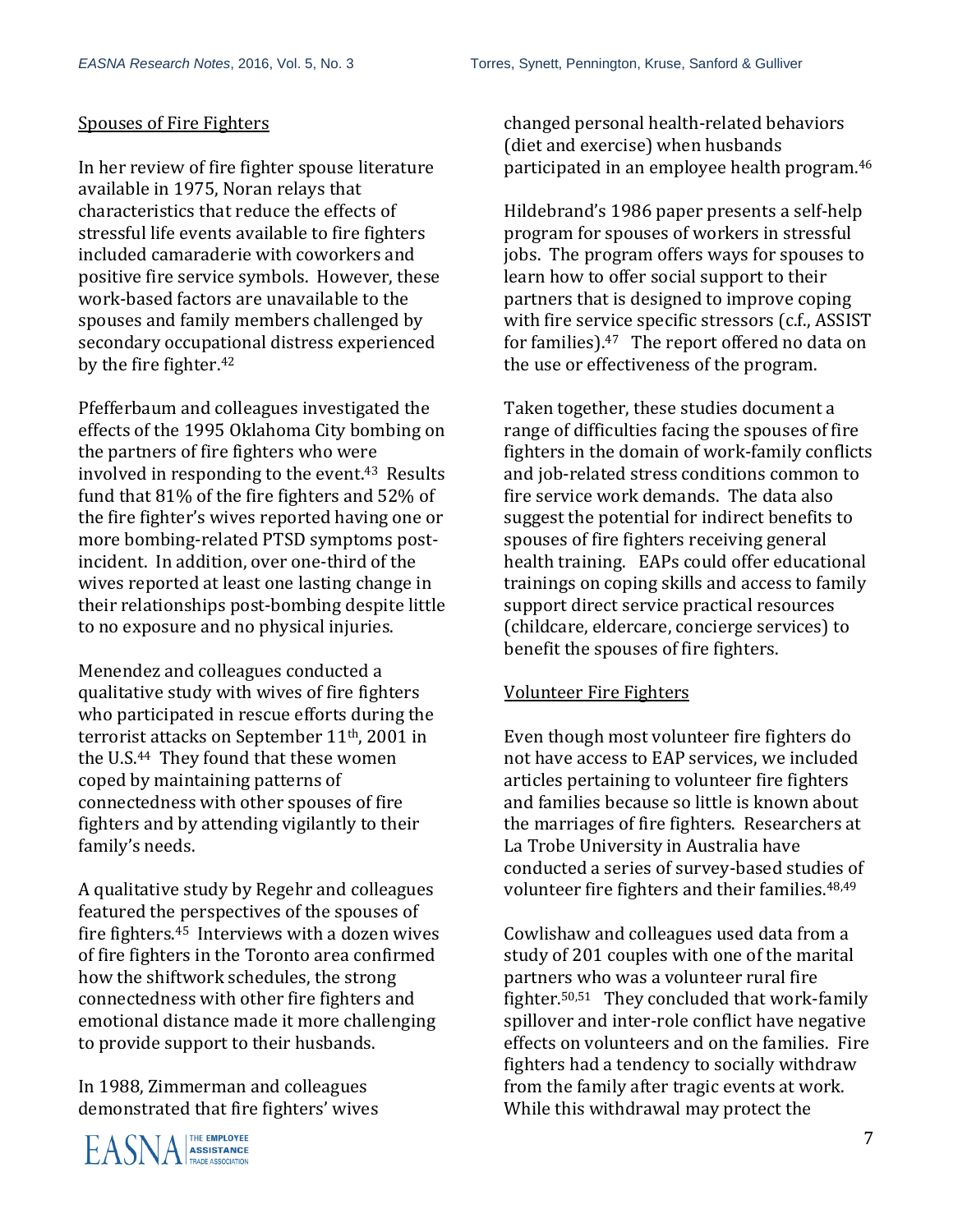### Spouses of Fire Fighters

In her review of fire fighter spouse literature available in 1975, Noran relays that characteristics that reduce the effects of stressful life events available to fire fighters included camaraderie with coworkers and positive fire service symbols. However, these work-based factors are unavailable to the spouses and family members challenged by secondary occupational distress experienced by the fire fighter.[42]

Pfefferbaum and colleagues investigated the effects of the 1995 Oklahoma City bombing on the partners of fire fighters who were involved in responding to the event.[43] Results fund that 81% of the fire fighters and 52% of the fire fighter's wives reported having one or more bombing-related PTSD symptoms post-incident. In addition, over one-third of the wives reported at least one lasting change in their relationships post-bombing despite little to no exposure and no physical injuries.

Menendez and colleagues conducted a qualitative study with wives of fire fighters who participated in rescue efforts during the terrorist attacks on September 11th, 2001 in the U.S.[44] They found that these women coped by maintaining patterns of connectedness with other spouses of fire fighters and by attending vigilantly to their family's needs.

A qualitative study by Regehr and colleagues featured the perspectives of the spouses of fire fighters.[45] Interviews with a dozen wives of fire fighters in the Toronto area confirmed how the shiftwork schedules, the strong connectedness with other fire fighters and emotional distance made it more challenging to provide support to their husbands.

In 1988, Zimmerman and colleagues demonstrated that fire fighters' wives changed personal health-related behaviors (diet and exercise) when husbands participated in an employee health program.[46]

Hildebrand's 1986 paper presents a self-help program for spouses of workers in stressful jobs. The program offers ways for spouses to learn how to offer social support to their partners that is designed to improve coping with fire service specific stressors (c.f., ASSIST for families).[47] The report offered no data on the use or effectiveness of the program.

Taken together, these studies document a range of difficulties facing the spouses of fire fighters in the domain of work-family conflicts and job-related stress conditions common to fire service work demands. The data also suggest the potential for indirect benefits to spouses of fire fighters receiving general health training. EAPs could offer educational trainings on coping skills and access to family support direct service practical resources (childcare, eldercare, concierge services) to benefit the spouses of fire fighters.

### Volunteer Fire Fighters

Even though most volunteer fire fighters do not have access to EAP services, we included articles pertaining to volunteer fire fighters and families because so little is known about the marriages of fire fighters. Researchers at La Trobe University in Australia have conducted a series of survey-based studies of volunteer fire fighters and their families.[48,49]

Cowlishaw and colleagues used data from a study of 201 couples with one of the marital partners who was a volunteer rural fire fighter.[50,51] They concluded that work-family spillover and inter-role conflict have negative effects on volunteers and on the families. Fire fighters had a tendency to socially withdraw from the family after tragic events at work. While this withdrawal may protect the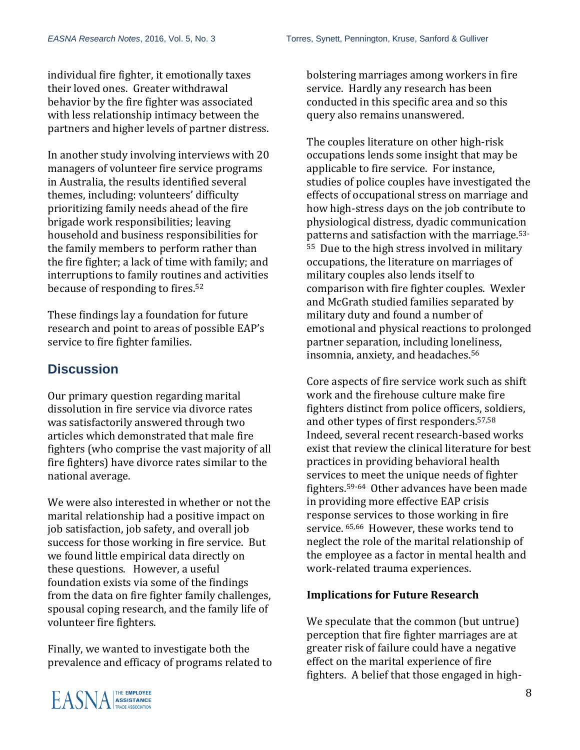individual fire fighter, it emotionally taxes their loved ones. Greater withdrawal behavior by the fire fighter was associated with less relationship intimacy between the partners and higher levels of partner distress.

In another study involving interviews with 20 managers of volunteer fire service programs in Australia, the results identified several themes, including: volunteers' difficulty prioritizing family needs ahead of the fire brigade work responsibilities; leaving household and business responsibilities for the family members to perform rather than the fire fighter; a lack of time with family; and interruptions to family routines and activities because of responding to fires.[52]

These findings lay a foundation for future research and point to areas of possible EAP's service to fire fighter families.

## Discussion

Our primary question regarding marital dissolution in fire service via divorce rates was satisfactorily answered through two articles which demonstrated that male fire fighters (who comprise the vast majority of all fire fighters) have divorce rates similar to the national average.

We were also interested in whether or not the marital relationship had a positive impact on job satisfaction, job safety, and overall job success for those working in fire service. But we found little empirical data directly on these questions. However, a useful foundation exists via some of the findings from the data on fire fighter family challenges, spousal coping research, and the family life of volunteer fire fighters.

Finally, we wanted to investigate both the prevalence and efficacy of programs related to bolstering marriages among workers in fire service. Hardly any research has been conducted in this specific area and so this query also remains unanswered.

The couples literature on other high-risk occupations lends some insight that may be applicable to fire service. For instance, studies of police couples have investigated the effects of occupational stress on marriage and how high-stress days on the job contribute to physiological distress, dyadic communication patterns and satisfaction with the marriage.[53-55] Due to the high stress involved in military occupations, the literature on marriages of military couples also lends itself to comparison with fire fighter couples. Wexler and McGrath studied families separated by military duty and found a number of emotional and physical reactions to prolonged partner separation, including loneliness, insomnia, anxiety, and headaches.[56]

Core aspects of fire service work such as shift work and the firehouse culture make fire fighters distinct from police officers, soldiers, and other types of first responders.[57,58] Indeed, several recent research-based works exist that review the clinical literature for best practices in providing behavioral health services to meet the unique needs of fighter fighters.[59-64] Other advances have been made in providing more effective EAP crisis response services to those working in fire service. [65,66] However, these works tend to neglect the role of the marital relationship of the employee as a factor in mental health and work-related trauma experiences.

### Implications for Future Research

We speculate that the common (but untrue) perception that fire fighter marriages are at greater risk of failure could have a negative effect on the marital experience of fire fighters. A belief that those engaged in high-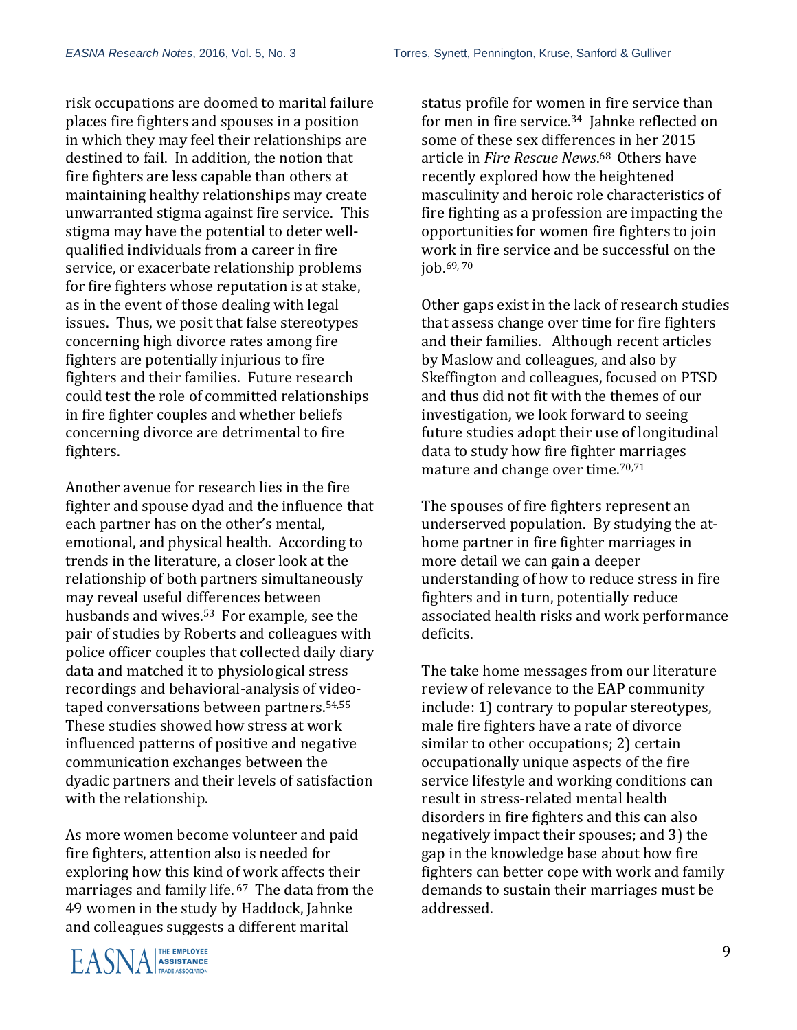risk occupations are doomed to marital failure places fire fighters and spouses in a position in which they may feel their relationships are destined to fail. In addition, the notion that fire fighters are less capable than others at maintaining healthy relationships may create unwarranted stigma against fire service. This stigma may have the potential to deter well-qualified individuals from a career in fire service, or exacerbate relationship problems for fire fighters whose reputation is at stake, as in the event of those dealing with legal issues. Thus, we posit that false stereotypes concerning high divorce rates among fire fighters are potentially injurious to fire fighters and their families. Future research could test the role of committed relationships in fire fighter couples and whether beliefs concerning divorce are detrimental to fire fighters.

Another avenue for research lies in the fire fighter and spouse dyad and the influence that each partner has on the other's mental, emotional, and physical health. According to trends in the literature, a closer look at the relationship of both partners simultaneously may reveal useful differences between husbands and wives.[53] For example, see the pair of studies by Roberts and colleagues with police officer couples that collected daily diary data and matched it to physiological stress recordings and behavioral-analysis of video-taped conversations between partners.[54,55] These studies showed how stress at work influenced patterns of positive and negative communication exchanges between the dyadic partners and their levels of satisfaction with the relationship.

As more women become volunteer and paid fire fighters, attention also is needed for exploring how this kind of work affects their marriages and family life.[67] The data from the 49 women in the study by Haddock, Jahnke and colleagues suggests a different marital status profile for women in fire service than for men in fire service.[34] Jahnke reflected on some of these sex differences in her 2015 article in *Fire Rescue News*.[68] Others have recently explored how the heightened masculinity and heroic role characteristics of fire fighting as a profession are impacting the opportunities for women fire fighters to join work in fire service and be successful on the job.[69, 70]

Other gaps exist in the lack of research studies that assess change over time for fire fighters and their families. Although recent articles by Maslow and colleagues, and also by Skeffington and colleagues, focused on PTSD and thus did not fit with the themes of our investigation, we look forward to seeing future studies adopt their use of longitudinal data to study how fire fighter marriages mature and change over time.[70,71]

The spouses of fire fighters represent an underserved population. By studying the at-home partner in fire fighter marriages in more detail we can gain a deeper understanding of how to reduce stress in fire fighters and in turn, potentially reduce associated health risks and work performance deficits.

The take home messages from our literature review of relevance to the EAP community include: 1) contrary to popular stereotypes, male fire fighters have a rate of divorce similar to other occupations; 2) certain occupationally unique aspects of the fire service lifestyle and working conditions can result in stress-related mental health disorders in fire fighters and this can also negatively impact their spouses; and 3) the gap in the knowledge base about how fire fighters can better cope with work and family demands to sustain their marriages must be addressed.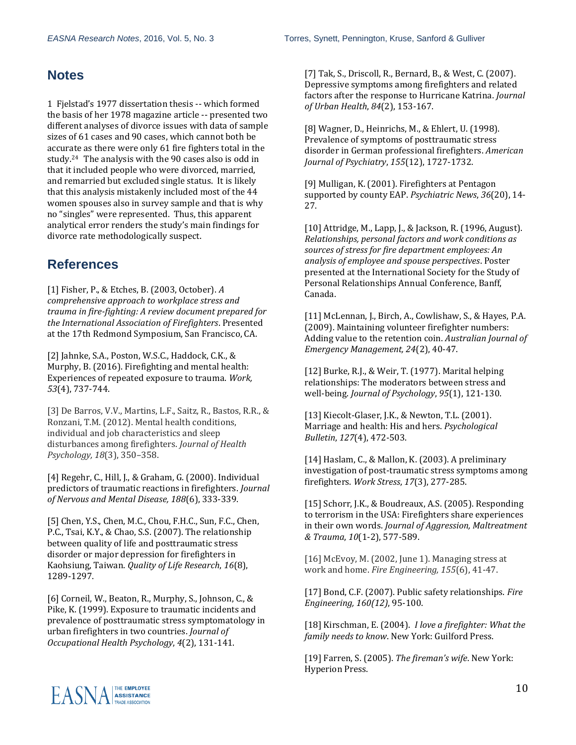## Notes

1 Fjelstad's 1977 dissertation thesis -- which formed the basis of her 1978 magazine article -- presented two different analyses of divorce issues with data of sample sizes of 61 cases and 90 cases, which cannot both be accurate as there were only 61 fire fighters total in the study.[24] The analysis with the 90 cases also is odd in that it included people who were divorced, married, and remarried but excluded single status. It is likely that this analysis mistakenly included most of the 44 women spouses also in survey sample and that is why no "singles" were represented. Thus, this apparent analytical error renders the study's main findings for divorce rate methodologically suspect.

## References

[1] Fisher, P., & Etches, B. (2003, October). *A comprehensive approach to workplace stress and trauma in fire-fighting: A review document prepared for the International Association of Firefighters*. Presented at the 17th Redmond Symposium, San Francisco, CA.

[2] Jahnke, S.A., Poston, W.S.C., Haddock, C.K., & Murphy, B. (2016). Firefighting and mental health: Experiences of repeated exposure to trauma. *Work, 53*(4), 737-744.

[3] De Barros, V.V., Martins, L.F., Saitz, R., Bastos, R.R., & Ronzani, T.M. (2012). Mental health conditions, individual and job characteristics and sleep disturbances among firefighters. *Journal of Health Psychology, 18*(3), 350–358.

[4] Regehr, C., Hill, J., & Graham, G. (2000). Individual predictors of traumatic reactions in firefighters. *Journal of Nervous and Mental Disease, 188*(6), 333-339.

[5] Chen, Y.S., Chen, M.C., Chou, F.H.C., Sun, F.C., Chen, P.C., Tsai, K.Y., & Chao, S.S. (2007). The relationship between quality of life and posttraumatic stress disorder or major depression for firefighters in Kaohsiung, Taiwan. *Quality of Life Research*, *16*(8), 1289-1297.

[6] Corneil, W., Beaton, R., Murphy, S., Johnson, C., & Pike, K. (1999). Exposure to traumatic incidents and prevalence of posttraumatic stress symptomatology in urban firefighters in two countries. *Journal of Occupational Health Psychology*, *4*(2), 131-141.

[7] Tak, S., Driscoll, R., Bernard, B., & West, C. (2007). Depressive symptoms among firefighters and related factors after the response to Hurricane Katrina. *Journal of Urban Health*, *84*(2), 153-167.

[8] Wagner, D., Heinrichs, M., & Ehlert, U. (1998). Prevalence of symptoms of posttraumatic stress disorder in German professional firefighters. *American Journal of Psychiatry*, *155*(12), 1727-1732.

[9] Mulligan, K. (2001). Firefighters at Pentagon supported by county EAP. *Psychiatric News*, *36*(20), 14-27.

[10] Attridge, M., Lapp, J., & Jackson, R. (1996, August). *Relationships, personal factors and work conditions as sources of stress for fire department employees: An analysis of employee and spouse perspectives*. Poster presented at the International Society for the Study of Personal Relationships Annual Conference, Banff, Canada.

[11] McLennan, J., Birch, A., Cowlishaw, S., & Hayes, P.A. (2009). Maintaining volunteer firefighter numbers: Adding value to the retention coin. *Australian Journal of Emergency Management, 24*(2), 40-47.

[12] Burke, R.J., & Weir, T. (1977). Marital helping relationships: The moderators between stress and well-being. *Journal of Psychology*, *95*(1), 121-130.

[13] Kiecolt-Glaser, J.K., & Newton, T.L. (2001). Marriage and health: His and hers. *Psychological Bulletin*, *127*(4), 472-503.

[14] Haslam, C., & Mallon, K. (2003). A preliminary investigation of post-traumatic stress symptoms among firefighters. *Work Stress*, *17*(3), 277-285.

[15] Schorr, J.K., & Boudreaux, A.S. (2005). Responding to terrorism in the USA: Firefighters share experiences in their own words. *Journal of Aggression, Maltreatment & Trauma*, *10*(1-2), 577-589.

[16] McEvoy, M. (2002, June 1). Managing stress at work and home. *Fire Engineering, 155*(6), 41-47.

[17] Bond, C.F. (2007). Public safety relationships. *Fire Engineering, 160(12)*, 95-100.

[18] Kirschman, E. (2004). *I love a firefighter: What the family needs to know*. New York: Guilford Press.

[19] Farren, S. (2005). *The fireman's wife*. New York: Hyperion Press.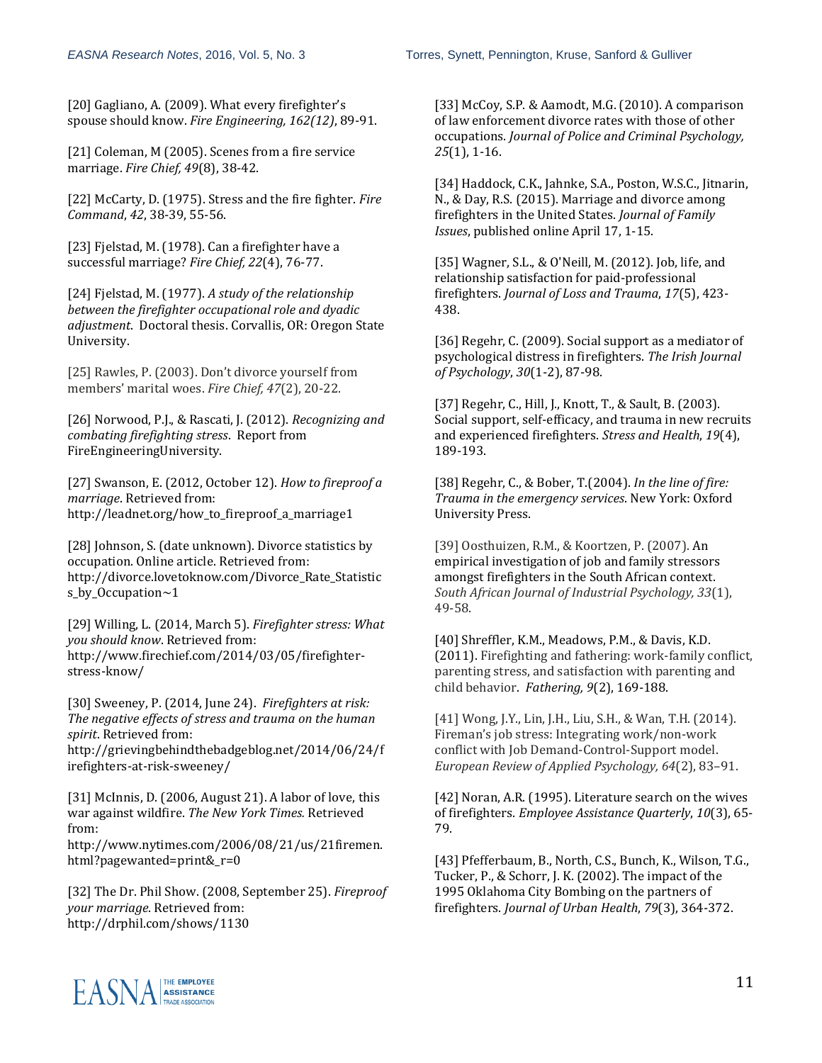[20] Gagliano, A. (2009). What every firefighter's spouse should know. *Fire Engineering, 162(12)*, 89-91.

[21] Coleman, M (2005). Scenes from a fire service marriage. *Fire Chief, 49*(8), 38-42.

[22] McCarty, D. (1975). Stress and the fire fighter. *Fire Command*, *42*, 38-39, 55-56.

[23] Fjelstad, M. (1978). Can a firefighter have a successful marriage? *Fire Chief, 22*(4), 76-77.

[24] Fjelstad, M. (1977). *A study of the relationship between the firefighter occupational role and dyadic adjustment*. Doctoral thesis. Corvallis, OR: Oregon State University.

[25] Rawles, P. (2003). Don't divorce yourself from members' marital woes. *Fire Chief, 47*(2), 20-22.

[26] Norwood, P.J., & Rascati, J. (2012). *Recognizing and combating firefighting stress*. Report from FireEngineeringUniversity.

[27] Swanson, E. (2012, October 12). *How to fireproof a marriage*. Retrieved from: http://leadnet.org/how_to_fireproof_a_marriage1

[28] Johnson, S. (date unknown). Divorce statistics by occupation. Online article. Retrieved from: http://divorce.lovetoknow.com/Divorce_Rate_Statistics_by_Occupation~1

[29] Willing, L. (2014, March 5). *Firefighter stress: What you should know*. Retrieved from: http://www.firechief.com/2014/03/05/firefighter-stress-know/

[30] Sweeney, P. (2014, June 24). *Firefighters at risk: The negative effects of stress and trauma on the human spirit*. Retrieved from: http://grievingbehindthebadgeblog.net/2014/06/24/firefighters-at-risk-sweeney/

[31] McInnis, D. (2006, August 21). A labor of love, this war against wildfire. *The New York Times.* Retrieved from: http://www.nytimes.com/2006/08/21/us/21firemen.html?pagewanted=print&_r=0

[32] The Dr. Phil Show. (2008, September 25). *Fireproof your marriage*. Retrieved from: http://drphil.com/shows/1130

[33] McCoy, S.P. & Aamodt, M.G. (2010). A comparison of law enforcement divorce rates with those of other occupations. *Journal of Police and Criminal Psychology, 25*(1), 1-16.

[34] Haddock, C.K., Jahnke, S.A., Poston, W.S.C., Jitnarin, N., & Day, R.S. (2015). Marriage and divorce among firefighters in the United States. *Journal of Family Issues*, published online April 17, 1-15.

[35] Wagner, S.L., & O'Neill, M. (2012). Job, life, and relationship satisfaction for paid-professional firefighters. *Journal of Loss and Trauma*, *17*(5), 423-438.

[36] Regehr, C. (2009). Social support as a mediator of psychological distress in firefighters. *The Irish Journal of Psychology*, *30*(1-2), 87-98.

[37] Regehr, C., Hill, J., Knott, T., & Sault, B. (2003). Social support, self-efficacy, and trauma in new recruits and experienced firefighters. *Stress and Health*, *19*(4), 189-193.

[38] Regehr, C., & Bober, T.(2004). *In the line of fire: Trauma in the emergency services*. New York: Oxford University Press.

[39] Oosthuizen, R.M., & Koortzen, P. (2007). An empirical investigation of job and family stressors amongst firefighters in the South African context. *South African Journal of Industrial Psychology, 33*(1), 49-58.

[40] Shreffler, K.M., Meadows, P.M., & Davis, K.D. (2011). Firefighting and fathering: work-family conflict, parenting stress, and satisfaction with parenting and child behavior. *Fathering, 9*(2), 169-188.

[41] Wong, J.Y., Lin, J.H., Liu, S.H., & Wan, T.H. (2014). Fireman's job stress: Integrating work/non-work conflict with Job Demand-Control-Support model. *European Review of Applied Psychology, 64*(2), 83–91.

[42] Noran, A.R. (1995). Literature search on the wives of firefighters. *Employee Assistance Quarterly*, *10*(3), 65-79.

[43] Pfefferbaum, B., North, C.S., Bunch, K., Wilson, T.G., Tucker, P., & Schorr, J. K. (2002). The impact of the 1995 Oklahoma City Bombing on the partners of firefighters. *Journal of Urban Health*, *79*(3), 364-372.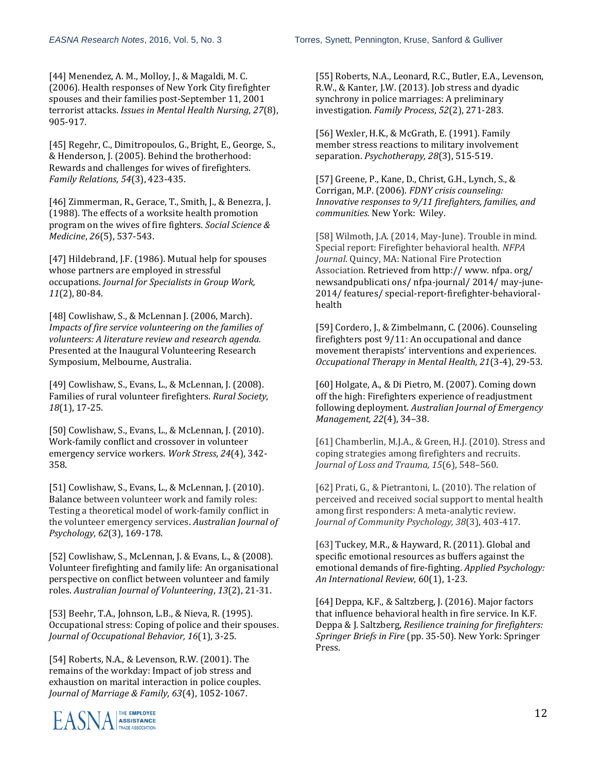[44] Menendez, A. M., Molloy, J., & Magaldi, M. C. (2006). Health responses of New York City firefighter spouses and their families post-September 11, 2001 terrorist attacks. *Issues in Mental Health Nursing*, *27*(8), 905-917.

[45] Regehr, C., Dimitropoulos, G., Bright, E., George, S., & Henderson, J. (2005). Behind the brotherhood: Rewards and challenges for wives of firefighters. *Family Relations*, *54*(3), 423-435.

[46] Zimmerman, R., Gerace, T., Smith, J., & Benezra, J. (1988). The effects of a worksite health promotion program on the wives of fire fighters. *Social Science & Medicine*, *26*(5), 537-543.

[47] Hildebrand, J.F. (1986). Mutual help for spouses whose partners are employed in stressful occupations. *Journal for Specialists in Group Work, 11*(2), 80-84.

[48] Cowlishaw, S., & McLennan J. (2006, March). *Impacts of fire service volunteering on the families of volunteers: A literature review and research agenda.* Presented at the Inaugural Volunteering Research Symposium, Melbourne, Australia.

[49] Cowlishaw, S., Evans, L., & McLennan, J. (2008). Families of rural volunteer firefighters. *Rural Society*, *18*(1), 17-25.

[50] Cowlishaw, S., Evans, L., & McLennan, J. (2010). Work-family conflict and crossover in volunteer emergency service workers. *Work Stress*, *24*(4), 342-358.

[51] Cowlishaw, S., Evans, L., & McLennan, J. (2010). Balance between volunteer work and family roles: Testing a theoretical model of work-family conflict in the volunteer emergency services. *Australian Journal of Psychology, 62*(3), 169-178.

[52] Cowlishaw, S., McLennan, J. & Evans, L., & (2008). Volunteer firefighting and family life: An organisational perspective on conflict between volunteer and family roles. *Australian Journal of Volunteering*, *13*(2), 21-31.

[53] Beehr, T.A., Johnson, L.B., & Nieva, R. (1995). Occupational stress: Coping of police and their spouses. *Journal of Occupational Behavior, 16*(1), 3-25.

[54] Roberts, N.A., & Levenson, R.W. (2001). The remains of the workday: Impact of job stress and exhaustion on marital interaction in police couples. *Journal of Marriage & Family, 63*(4), 1052-1067.

[55] Roberts, N.A., Leonard, R.C., Butler, E.A., Levenson, R.W., & Kanter, J.W. (2013). Job stress and dyadic synchrony in police marriages: A preliminary investigation. *Family Process*, *52*(2), 271-283.

[56] Wexler, H.K., & McGrath, E. (1991). Family member stress reactions to military involvement separation. *Psychotherapy, 28*(3), 515-519.

[57] Greene, P., Kane, D., Christ, G.H., Lynch, S., & Corrigan, M.P. (2006). *FDNY crisis counseling: Innovative responses to 9/11 firefighters, families, and communities.* New York: Wiley.

[58] Wilmoth, J.A. (2014, May-June). Trouble in mind. Special report: Firefighter behavioral health. *NFPA Journal*. Quincy, MA: National Fire Protection Association. Retrieved from http:// www. nfpa. org/ newsandpublicati ons/ nfpa-journal/ 2014/ may-june-2014/ features/ special-report-firefighter-behavioral-health

[59] Cordero, J., & Zimbelmann, C. (2006). Counseling firefighters post 9/11: An occupational and dance movement therapists' interventions and experiences. *Occupational Therapy in Mental Health, 21*(3-4), 29-53.

[60] Holgate, A., & Di Pietro, M. (2007). Coming down off the high: Firefighters experience of readjustment following deployment. *Australian Journal of Emergency Management, 22*(4), 34–38.

[61] Chamberlin, M.J.A., & Green, H.J. (2010). Stress and coping strategies among firefighters and recruits. *Journal of Loss and Trauma, 15*(6), 548–560.

[62] Prati, G., & Pietrantoni, L. (2010). The relation of perceived and received social support to mental health among first responders: A meta-analytic review. *Journal of Community Psychology, 38*(3), 403-417.

[63] Tuckey, M.R., & Hayward, R. (2011). Global and specific emotional resources as buffers against the emotional demands of fire-fighting. *Applied Psychology: An International Review*, 60(1), 1-23.

[64] Deppa, K.F., & Saltzberg, J. (2016). Major factors that influence behavioral health in fire service. In K.F. Deppa & J. Saltzberg, *Resilience training for firefighters: Springer Briefs in Fire* (pp. 35-50). New York: Springer Press.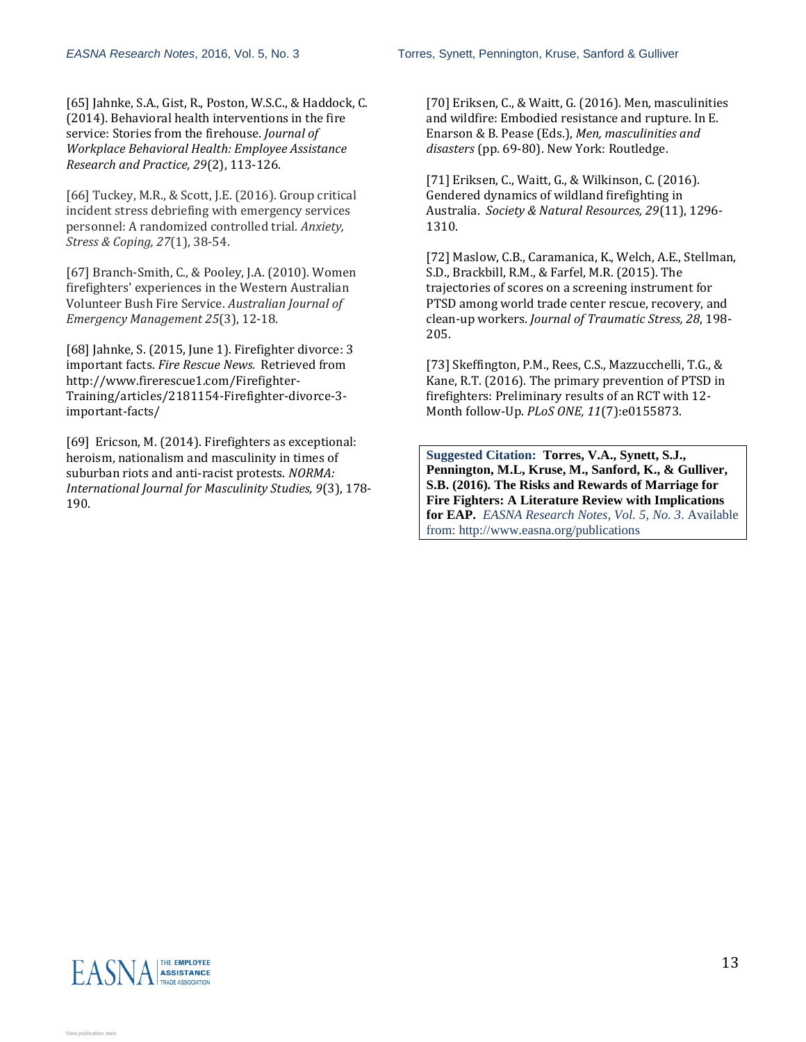[65] Jahnke, S.A., Gist, R., Poston, W.S.C., & Haddock, C. (2014). Behavioral health interventions in the fire service: Stories from the firehouse. *Journal of Workplace Behavioral Health: Employee Assistance Research and Practice, 29*(2), 113-126.

[66] Tuckey, M.R., & Scott, J.E. (2016). Group critical incident stress debriefing with emergency services personnel: A randomized controlled trial. *Anxiety, Stress & Coping, 27*(1), 38-54.

[67] Branch-Smith, C., & Pooley, J.A. (2010). Women firefighters' experiences in the Western Australian Volunteer Bush Fire Service. *Australian Journal of Emergency Management 25*(3), 12-18.

[68] Jahnke, S. (2015, June 1). Firefighter divorce: 3 important facts. *Fire Rescue News.* Retrieved from http://www.firerescue1.com/Firefighter-Training/articles/2181154-Firefighter-divorce-3-important-facts/

[69] Ericson, M. (2014). Firefighters as exceptional: heroism, nationalism and masculinity in times of suburban riots and anti-racist protests. *NORMA: International Journal for Masculinity Studies, 9*(3), 178-190.

[70] Eriksen, C., & Waitt, G. (2016). Men, masculinities and wildfire: Embodied resistance and rupture. In E. Enarson & B. Pease (Eds.), *Men, masculinities and disasters* (pp. 69-80). New York: Routledge.

[71] Eriksen, C., Waitt, G., & Wilkinson, C. (2016). Gendered dynamics of wildland firefighting in Australia. *Society & Natural Resources, 29*(11), 1296-1310.

[72] Maslow, C.B., Caramanica, K., Welch, A.E., Stellman, S.D., Brackbill, R.M., & Farfel, M.R. (2015). The trajectories of scores on a screening instrument for PTSD among world trade center rescue, recovery, and clean-up workers. *Journal of Traumatic Stress, 28*, 198-205.

[73] Skeffington, P.M., Rees, C.S., Mazzucchelli, T.G., & Kane, R.T. (2016). The primary prevention of PTSD in firefighters: Preliminary results of an RCT with 12-Month follow-Up. *PLoS ONE, 11*(7):e0155873.

**Suggested Citation: Torres, V.A., Synett, S.J., Pennington, M.L, Kruse, M., Sanford, K., & Gulliver, S.B. (2016). The Risks and Rewards of Marriage for Fire Fighters: A Literature Review with Implications for EAP.** *EASNA Research Notes, Vol. 5, No. 3.* Available from: http://www.easna.org/publications